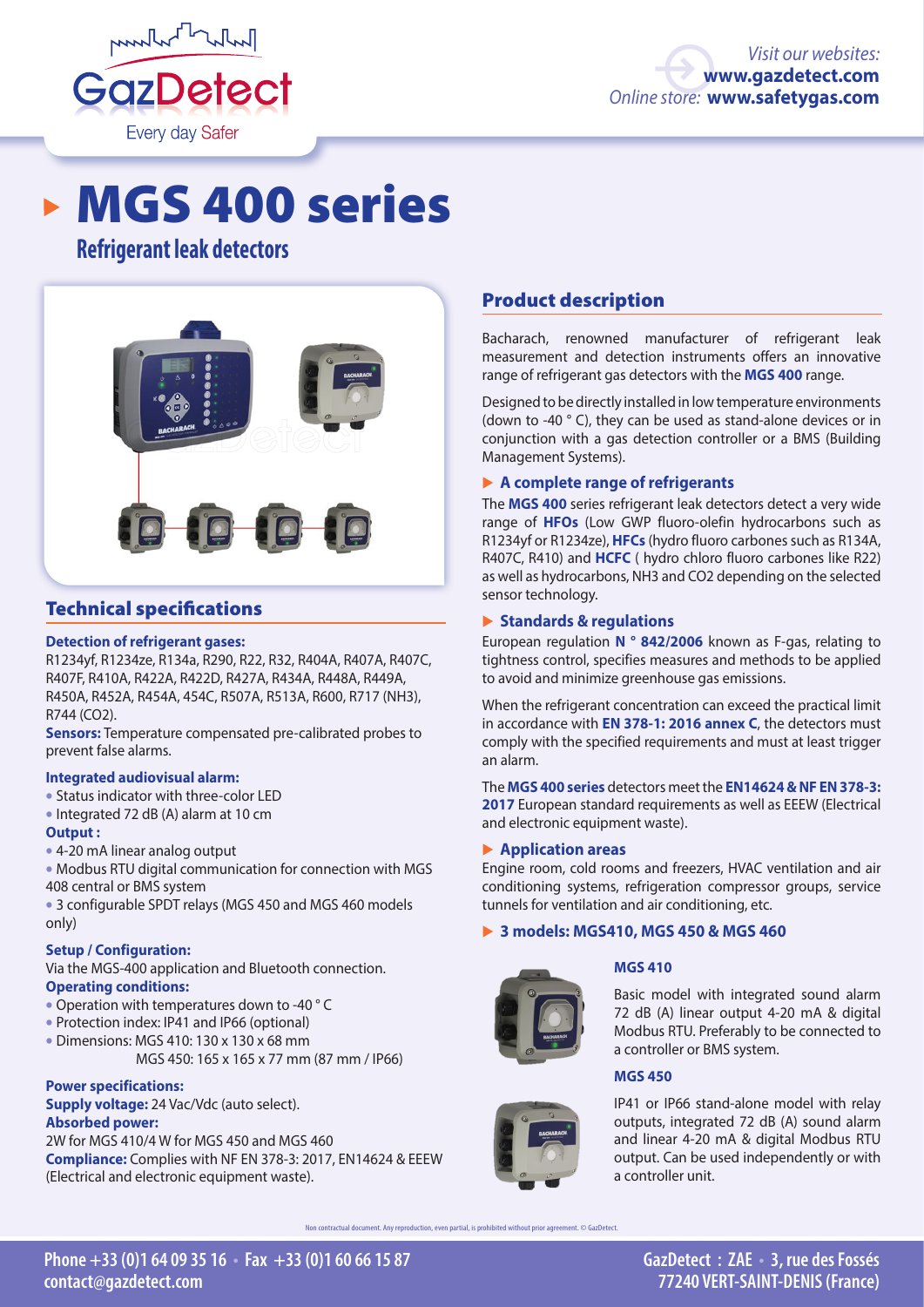GazDetect
Every day Safer

*Visit our websites:* **www.gazdetect.com**
*Online store:* **www.safetygas.com**

# MGS 400 series

## Refrigerant leak detectors

## Product description

Bacharach, renowned manufacturer of refrigerant leak measurement and detection instruments offers an innovative range of refrigerant gas detectors with the **MGS 400** range.

Designed to be directly installed in low temperature environments (down to -40 ° C), they can be used as stand-alone devices or in conjunction with a gas detection controller or a BMS (Building Management Systems).

### ▶ A complete range of refrigerants

The **MGS 400** series refrigerant leak detectors detect a very wide range of **HFOs** (Low GWP fluoro-olefin hydrocarbons such as R1234yf or R1234ze), **HFCs** (hydro fluoro carbones such as R134A, R407C, R410) and **HCFC** ( hydro chloro fluoro carbones like R22) as well as hydrocarbons, NH3 and CO2 depending on the selected sensor technology.

### ▶ Standards & regulations

European regulation **N ° 842/2006** known as F-gas, relating to tightness control, specifies measures and methods to be applied to avoid and minimize greenhouse gas emissions.

When the refrigerant concentration can exceed the practical limit in accordance with **EN 378-1: 2016 annex C**, the detectors must comply with the specified requirements and must at least trigger an alarm.

The **MGS 400 series** detectors meet the **EN14624 & NF EN 378-3: 2017** European standard requirements as well as EEEW (Electrical and electronic equipment waste).

### ▶ Application areas

Engine room, cold rooms and freezers, HVAC ventilation and air conditioning systems, refrigeration compressor groups, service tunnels for ventilation and air conditioning, etc.

### ▶ 3 models: MGS410, MGS 450 & MGS 460

**MGS 410**

Basic model with integrated sound alarm 72 dB (A) linear output 4-20 mA & digital Modbus RTU. Preferably to be connected to a controller or BMS system.

**MGS 450**

IP41 or IP66 stand-alone model with relay outputs, integrated 72 dB (A) sound alarm and linear 4-20 mA & digital Modbus RTU output. Can be used independently or with a controller unit.

## Technical specifications

**Detection of refrigerant gases:**
R1234yf, R1234ze, R134a, R290, R22, R32, R404A, R407A, R407C, R407F, R410A, R422A, R422D, R427A, R434A, R448A, R449A, R450A, R452A, R454A, 454C, R507A, R513A, R600, R717 (NH3), R744 (CO2).

**Sensors:** Temperature compensated pre-calibrated probes to prevent false alarms.

**Integrated audiovisual alarm:**
- Status indicator with three-color LED
- Integrated 72 dB (A) alarm at 10 cm

**Output :**
- 4-20 mA linear analog output
- Modbus RTU digital communication for connection with MGS 408 central or BMS system
- 3 configurable SPDT relays (MGS 450 and MGS 460 models only)

**Setup / Configuration:**
Via the MGS-400 application and Bluetooth connection.

**Operating conditions:**
- Operation with temperatures down to -40 ° C
- Protection index: IP41 and IP66 (optional)
- Dimensions: MGS 410: 130 x 130 x 68 mm
  MGS 450: 165 x 165 x 77 mm (87 mm / IP66)

**Power specifications:**
**Supply voltage:** 24 Vac/Vdc (auto select).
**Absorbed power:**
2W for MGS 410/4 W for MGS 450 and MGS 460
**Compliance:** Complies with NF EN 378-3: 2017, EN14624 & EEEW (Electrical and electronic equipment waste).

Non contractual document. Any reproduction, even partial, is prohibited without prior agreement. © GazDetect.

**Phone +33 (0)1 64 09 35 16 • Fax +33 (0)1 60 66 15 87**
**contact@gazdetect.com**

**GazDetect : ZAE • 3, rue des Fossés**
**77240 VERT-SAINT-DENIS (France)**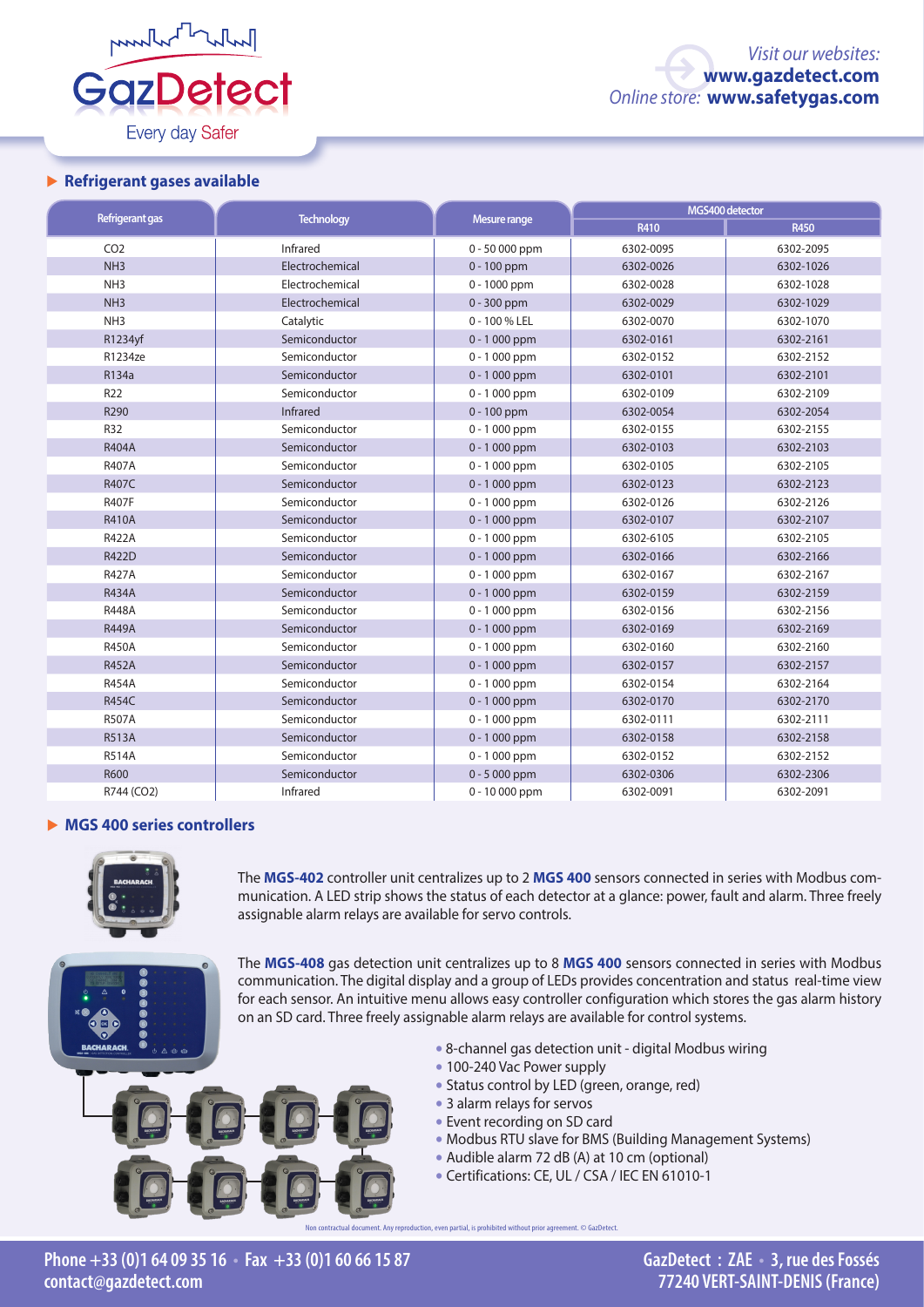Visit our websites: **www.gazdetect.com**
Online store: **www.safetygas.com**

## ▶ Refrigerant gases available

| Refrigerant gas | Technology | Mesure range | MGS400 detector | |
|---|---|---|---|---|
| | | | R410 | R450 |
| $CO_2$ | Infrared | 0 - 50 000 ppm | 6302-0095 | 6302-2095 |
| $NH_3$ | Electrochemical | 0 - 100 ppm | 6302-0026 | 6302-1026 |
| $NH_3$ | Electrochemical | 0 - 1000 ppm | 6302-0028 | 6302-1028 |
| $NH_3$ | Electrochemical | 0 - 300 ppm | 6302-0029 | 6302-1029 |
| $NH_3$ | Catalytic | 0 - 100 % LEL | 6302-0070 | 6302-1070 |
| R1234yf | Semiconductor | 0 - 1 000 ppm | 6302-0161 | 6302-2161 |
| R1234ze | Semiconductor | 0 - 1 000 ppm | 6302-0152 | 6302-2152 |
| R134a | Semiconductor | 0 - 1 000 ppm | 6302-0101 | 6302-2101 |
| R22 | Semiconductor | 0 - 1 000 ppm | 6302-0109 | 6302-2109 |
| R290 | Infrared | 0 - 100 ppm | 6302-0054 | 6302-2054 |
| R32 | Semiconductor | 0 - 1 000 ppm | 6302-0155 | 6302-2155 |
| R404A | Semiconductor | 0 - 1 000 ppm | 6302-0103 | 6302-2103 |
| R407A | Semiconductor | 0 - 1 000 ppm | 6302-0105 | 6302-2105 |
| R407C | Semiconductor | 0 - 1 000 ppm | 6302-0123 | 6302-2123 |
| R407F | Semiconductor | 0 - 1 000 ppm | 6302-0126 | 6302-2126 |
| R410A | Semiconductor | 0 - 1 000 ppm | 6302-0107 | 6302-2107 |
| R422A | Semiconductor | 0 - 1 000 ppm | 6302-6105 | 6302-2105 |
| R422D | Semiconductor | 0 - 1 000 ppm | 6302-0166 | 6302-2166 |
| R427A | Semiconductor | 0 - 1 000 ppm | 6302-0167 | 6302-2167 |
| R434A | Semiconductor | 0 - 1 000 ppm | 6302-0159 | 6302-2159 |
| R448A | Semiconductor | 0 - 1 000 ppm | 6302-0156 | 6302-2156 |
| R449A | Semiconductor | 0 - 1 000 ppm | 6302-0169 | 6302-2169 |
| R450A | Semiconductor | 0 - 1 000 ppm | 6302-0160 | 6302-2160 |
| R452A | Semiconductor | 0 - 1 000 ppm | 6302-0157 | 6302-2157 |
| R454A | Semiconductor | 0 - 1 000 ppm | 6302-0154 | 6302-2164 |
| R454C | Semiconductor | 0 - 1 000 ppm | 6302-0170 | 6302-2170 |
| R507A | Semiconductor | 0 - 1 000 ppm | 6302-0111 | 6302-2111 |
| R513A | Semiconductor | 0 - 1 000 ppm | 6302-0158 | 6302-2158 |
| R514A | Semiconductor | 0 - 1 000 ppm | 6302-0152 | 6302-2152 |
| R600 | Semiconductor | 0 - 5 000 ppm | 6302-0306 | 6302-2306 |
| R744 ($CO_2$) | Infrared | 0 - 10 000 ppm | 6302-0091 | 6302-2091 |

## ▶ MGS 400 series controllers

The **MGS-402** controller unit centralizes up to 2 **MGS 400** sensors connected in series with Modbus communication. A LED strip shows the status of each detector at a glance: power, fault and alarm. Three freely assignable alarm relays are available for servo controls.

The **MGS-408** gas detection unit centralizes up to 8 **MGS 400** sensors connected in series with Modbus communication. The digital display and a group of LEDs provides concentration and status real-time view for each sensor. An intuitive menu allows easy controller configuration which stores the gas alarm history on an SD card. Three freely assignable alarm relays are available for control systems.

- 8-channel gas detection unit - digital Modbus wiring
- 100-240 Vac Power supply
- Status control by LED (green, orange, red)
- 3 alarm relays for servos
- Event recording on SD card
- Modbus RTU slave for BMS (Building Management Systems)
- Audible alarm 72 dB (A) at 10 cm (optional)
- Certifications: CE, UL / CSA / IEC EN 61010-1

Non contractual document. Any reproduction, even partial, is prohibited without prior agreement. © GazDetect.

**Phone +33 (0)1 64 09 35 16 • Fax +33 (0)1 60 66 15 87**
**contact@gazdetect.com**

**GazDetect : ZAE • 3, rue des Fossés**
**77240 VERT-SAINT-DENIS (France)**